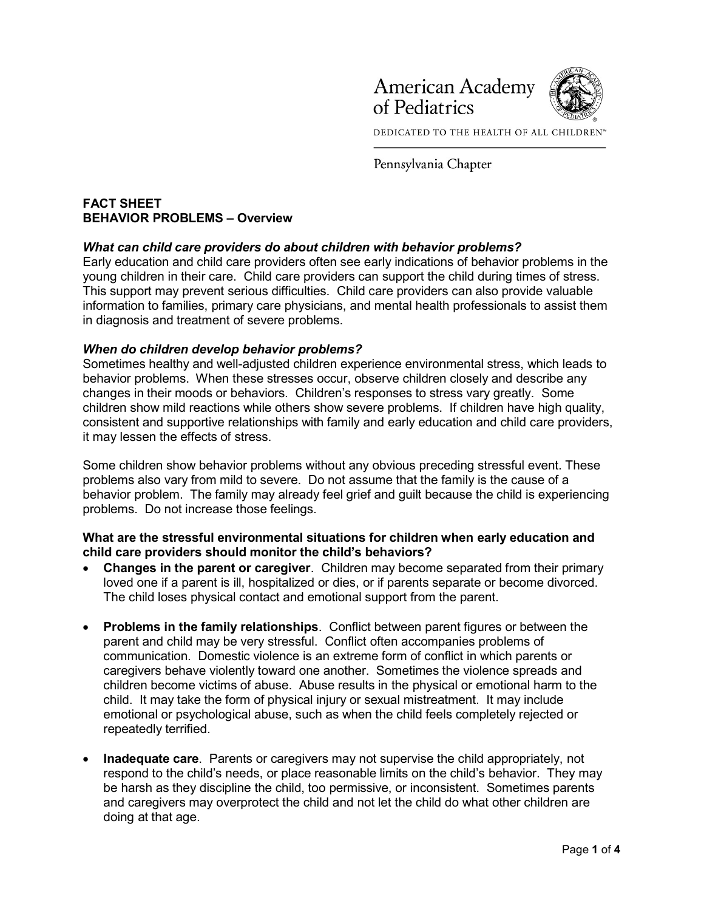American Academy of Pediatrics

DEDICATED TO THE HEALTH OF ALL CHILDREN™

Pennsylvania Chapter

**FACT SHEET**
**BEHAVIOR PROBLEMS – Overview**

***What can child care providers do about children with behavior problems?***

Early education and child care providers often see early indications of behavior problems in the young children in their care. Child care providers can support the child during times of stress. This support may prevent serious difficulties. Child care providers can also provide valuable information to families, primary care physicians, and mental health professionals to assist them in diagnosis and treatment of severe problems.

***When do children develop behavior problems?***

Sometimes healthy and well-adjusted children experience environmental stress, which leads to behavior problems. When these stresses occur, observe children closely and describe any changes in their moods or behaviors. Children's responses to stress vary greatly. Some children show mild reactions while others show severe problems. If children have high quality, consistent and supportive relationships with family and early education and child care providers, it may lessen the effects of stress.

Some children show behavior problems without any obvious preceding stressful event. These problems also vary from mild to severe. Do not assume that the family is the cause of a behavior problem. The family may already feel grief and guilt because the child is experiencing problems. Do not increase those feelings.

**What are the stressful environmental situations for children when early education and child care providers should monitor the child's behaviors?**

- **Changes in the parent or caregiver**. Children may become separated from their primary loved one if a parent is ill, hospitalized or dies, or if parents separate or become divorced. The child loses physical contact and emotional support from the parent.

- **Problems in the family relationships**. Conflict between parent figures or between the parent and child may be very stressful. Conflict often accompanies problems of communication. Domestic violence is an extreme form of conflict in which parents or caregivers behave violently toward one another. Sometimes the violence spreads and children become victims of abuse. Abuse results in the physical or emotional harm to the child. It may take the form of physical injury or sexual mistreatment. It may include emotional or psychological abuse, such as when the child feels completely rejected or repeatedly terrified.

- **Inadequate care**. Parents or caregivers may not supervise the child appropriately, not respond to the child's needs, or place reasonable limits on the child's behavior. They may be harsh as they discipline the child, too permissive, or inconsistent. Sometimes parents and caregivers may overprotect the child and not let the child do what other children are doing at that age.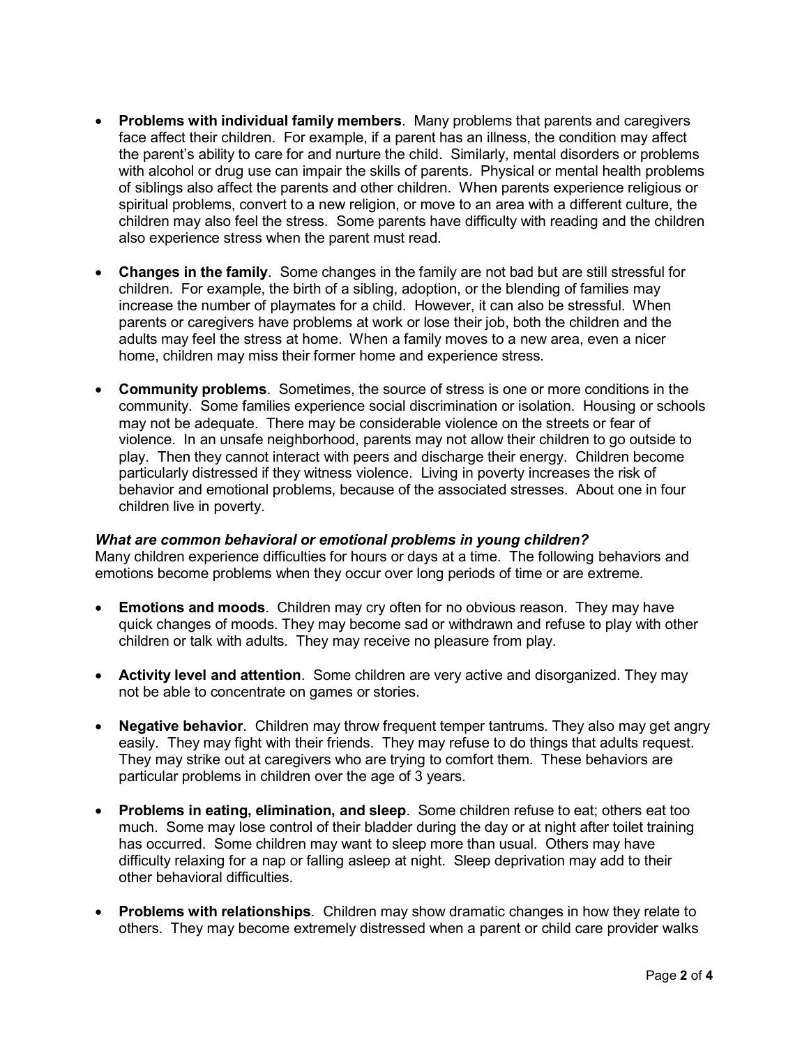- **Problems with individual family members**. Many problems that parents and caregivers face affect their children. For example, if a parent has an illness, the condition may affect the parent's ability to care for and nurture the child. Similarly, mental disorders or problems with alcohol or drug use can impair the skills of parents. Physical or mental health problems of siblings also affect the parents and other children. When parents experience religious or spiritual problems, convert to a new religion, or move to an area with a different culture, the children may also feel the stress. Some parents have difficulty with reading and the children also experience stress when the parent must read.

- **Changes in the family**. Some changes in the family are not bad but are still stressful for children. For example, the birth of a sibling, adoption, or the blending of families may increase the number of playmates for a child. However, it can also be stressful. When parents or caregivers have problems at work or lose their job, both the children and the adults may feel the stress at home. When a family moves to a new area, even a nicer home, children may miss their former home and experience stress.

- **Community problems**. Sometimes, the source of stress is one or more conditions in the community. Some families experience social discrimination or isolation. Housing or schools may not be adequate. There may be considerable violence on the streets or fear of violence. In an unsafe neighborhood, parents may not allow their children to go outside to play. Then they cannot interact with peers and discharge their energy. Children become particularly distressed if they witness violence. Living in poverty increases the risk of behavior and emotional problems, because of the associated stresses. About one in four children live in poverty.

***What are common behavioral or emotional problems in young children?***

Many children experience difficulties for hours or days at a time. The following behaviors and emotions become problems when they occur over long periods of time or are extreme.

- **Emotions and moods**. Children may cry often for no obvious reason. They may have quick changes of moods. They may become sad or withdrawn and refuse to play with other children or talk with adults. They may receive no pleasure from play.

- **Activity level and attention**. Some children are very active and disorganized. They may not be able to concentrate on games or stories.

- **Negative behavior**. Children may throw frequent temper tantrums. They also may get angry easily. They may fight with their friends. They may refuse to do things that adults request. They may strike out at caregivers who are trying to comfort them. These behaviors are particular problems in children over the age of 3 years.

- **Problems in eating, elimination, and sleep**. Some children refuse to eat; others eat too much. Some may lose control of their bladder during the day or at night after toilet training has occurred. Some children may want to sleep more than usual. Others may have difficulty relaxing for a nap or falling asleep at night. Sleep deprivation may add to their other behavioral difficulties.

- **Problems with relationships**. Children may show dramatic changes in how they relate to others. They may become extremely distressed when a parent or child care provider walks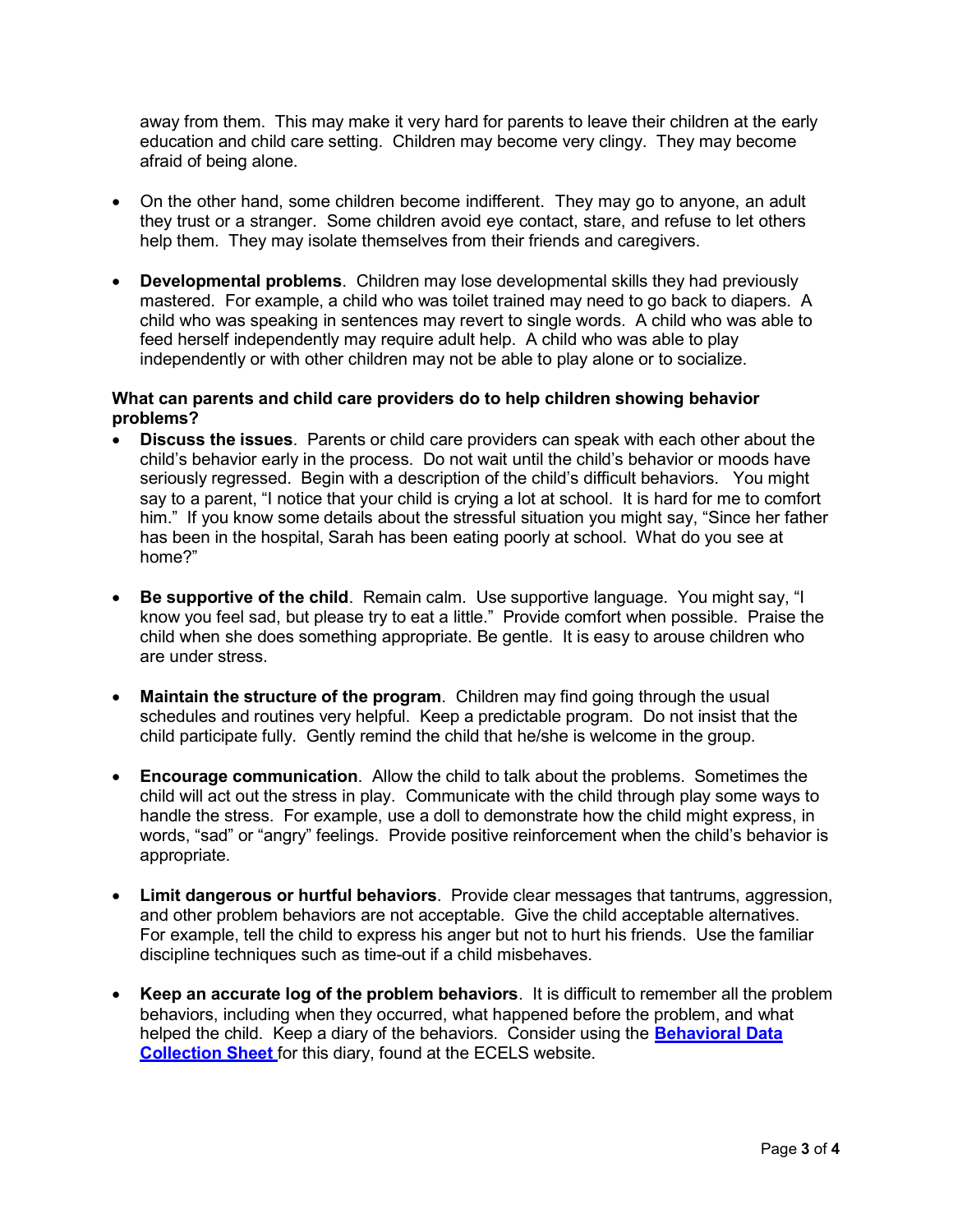away from them. This may make it very hard for parents to leave their children at the early education and child care setting. Children may become very clingy. They may become afraid of being alone.

- On the other hand, some children become indifferent. They may go to anyone, an adult they trust or a stranger. Some children avoid eye contact, stare, and refuse to let others help them. They may isolate themselves from their friends and caregivers.

- **Developmental problems**. Children may lose developmental skills they had previously mastered. For example, a child who was toilet trained may need to go back to diapers. A child who was speaking in sentences may revert to single words. A child who was able to feed herself independently may require adult help. A child who was able to play independently or with other children may not be able to play alone or to socialize.

**What can parents and child care providers do to help children showing behavior problems?**

- **Discuss the issues**. Parents or child care providers can speak with each other about the child's behavior early in the process. Do not wait until the child's behavior or moods have seriously regressed. Begin with a description of the child's difficult behaviors. You might say to a parent, "I notice that your child is crying a lot at school. It is hard for me to comfort him." If you know some details about the stressful situation you might say, "Since her father has been in the hospital, Sarah has been eating poorly at school. What do you see at home?"

- **Be supportive of the child**. Remain calm. Use supportive language. You might say, "I know you feel sad, but please try to eat a little." Provide comfort when possible. Praise the child when she does something appropriate. Be gentle. It is easy to arouse children who are under stress.

- **Maintain the structure of the program**. Children may find going through the usual schedules and routines very helpful. Keep a predictable program. Do not insist that the child participate fully. Gently remind the child that he/she is welcome in the group.

- **Encourage communication**. Allow the child to talk about the problems. Sometimes the child will act out the stress in play. Communicate with the child through play some ways to handle the stress. For example, use a doll to demonstrate how the child might express, in words, "sad" or "angry" feelings. Provide positive reinforcement when the child's behavior is appropriate.

- **Limit dangerous or hurtful behaviors**. Provide clear messages that tantrums, aggression, and other problem behaviors are not acceptable. Give the child acceptable alternatives. For example, tell the child to express his anger but not to hurt his friends. Use the familiar discipline techniques such as time-out if a child misbehaves.

- **Keep an accurate log of the problem behaviors**. It is difficult to remember all the problem behaviors, including when they occurred, what happened before the problem, and what helped the child. Keep a diary of the behaviors. Consider using the **Behavioral Data Collection Sheet** for this diary, found at the ECELS website.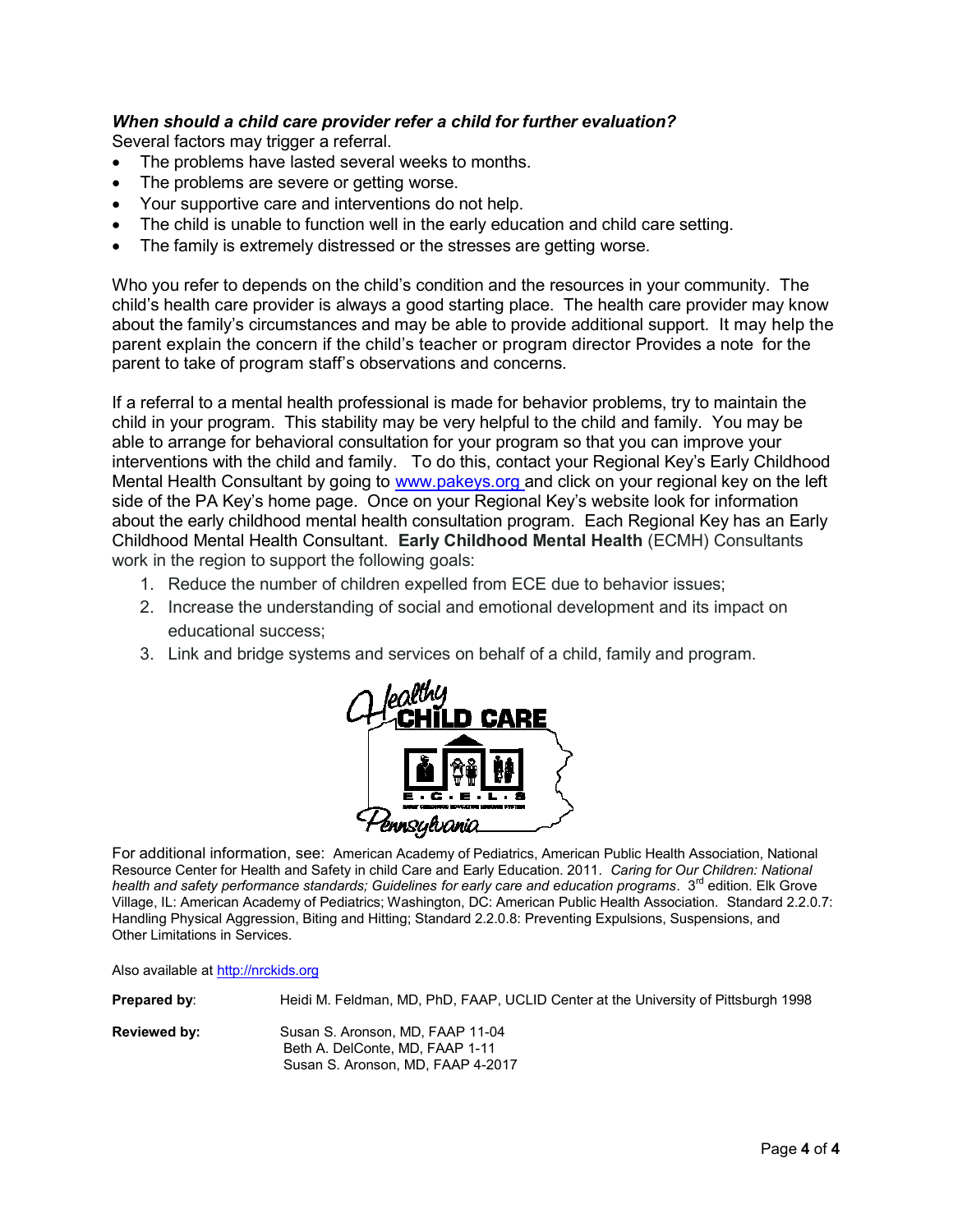### *When should a child care provider refer a child for further evaluation?*

Several factors may trigger a referral.

- The problems have lasted several weeks to months.
- The problems are severe or getting worse.
- Your supportive care and interventions do not help.
- The child is unable to function well in the early education and child care setting.
- The family is extremely distressed or the stresses are getting worse.

Who you refer to depends on the child's condition and the resources in your community. The child's health care provider is always a good starting place. The health care provider may know about the family's circumstances and may be able to provide additional support. It may help the parent explain the concern if the child's teacher or program director Provides a note for the parent to take of program staff's observations and concerns.

If a referral to a mental health professional is made for behavior problems, try to maintain the child in your program. This stability may be very helpful to the child and family. You may be able to arrange for behavioral consultation for your program so that you can improve your interventions with the child and family. To do this, contact your Regional Key's Early Childhood Mental Health Consultant by going to www.pakeys.org and click on your regional key on the left side of the PA Key's home page. Once on your Regional Key's website look for information about the early childhood mental health consultation program. Each Regional Key has an Early Childhood Mental Health Consultant. **Early Childhood Mental Health** (ECMH) Consultants work in the region to support the following goals:

1. Reduce the number of children expelled from ECE due to behavior issues;
2. Increase the understanding of social and emotional development and its impact on educational success;
3. Link and bridge systems and services on behalf of a child, family and program.

Healthy CHILD CARE E·C·E·L·S Pennsylvania

For additional information, see: American Academy of Pediatrics, American Public Health Association, National Resource Center for Health and Safety in child Care and Early Education. 2011. *Caring for Our Children: National health and safety performance standards; Guidelines for early care and education programs*. 3rd edition. Elk Grove Village, IL: American Academy of Pediatrics; Washington, DC: American Public Health Association. Standard 2.2.0.7: Handling Physical Aggression, Biting and Hitting; Standard 2.2.0.8: Preventing Expulsions, Suspensions, and Other Limitations in Services.

Also available at http://nrckids.org

**Prepared by**: Heidi M. Feldman, MD, PhD, FAAP, UCLID Center at the University of Pittsburgh 1998

**Reviewed by:** Susan S. Aronson, MD, FAAP 11-04
Beth A. DelConte, MD, FAAP 1-11
Susan S. Aronson, MD, FAAP 4-2017